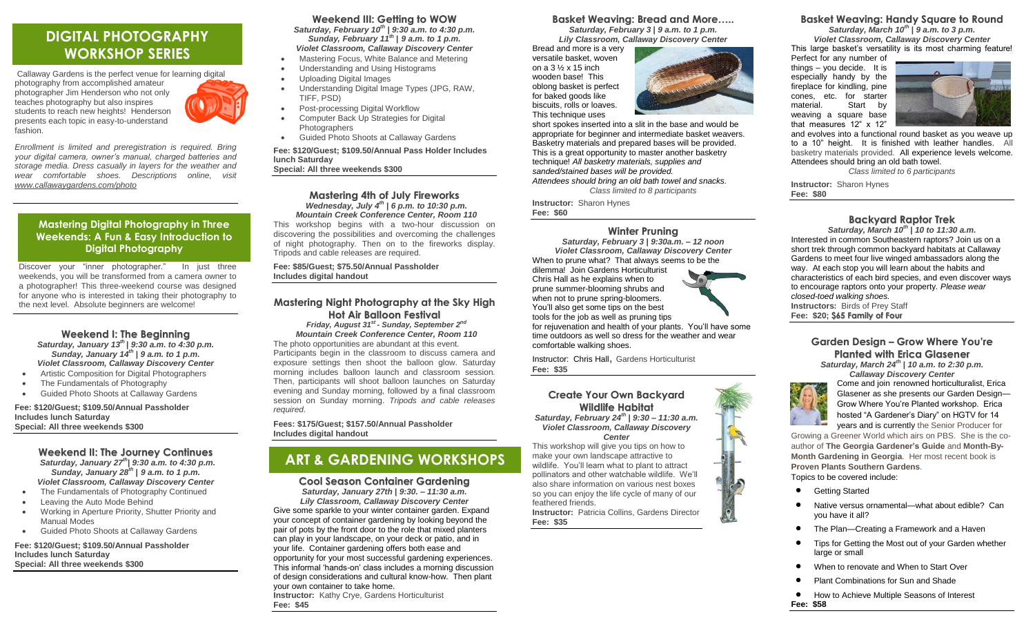# DIGITAL PHOTOGRAPHY WORKSHOP SERIES

Callaway Gardens is the perfect venue for learning digital photography from accomplished amateur photographer Jim Henderson who not only teaches photography but also inspires students to reach new heights! Henderson presents each topic in easy-to-understand fashion.

*Enrollment is limited and preregistration is required. Bring your digital camera, owner's manual, charged batteries and storage media. Dress casually in layers for the weather and wear comfortable shoes. Descriptions online, visit www.callawaygardens.com/photo*

## Mastering Digital Photography in Three Weekends: A Fun & Easy Introduction to Digital Photography

Discover your "inner photographer." In just three weekends, you will be transformed from a camera owner to a photographer! This three-weekend course was designed for anyone who is interested in taking their photography to the next level. Absolute beginners are welcome!

### Weekend I: The Beginning

***Saturday, January 13th | 9:30 a.m. to 4:30 p.m.***
***Sunday, January 14th | 9 a.m. to 1 p.m.***
***Violet Classroom, Callaway Discovery Center***

- Artistic Composition for Digital Photographers
- The Fundamentals of Photography
- Guided Photo Shoots at Callaway Gardens

**Fee: $120/Guest; $109.50/Annual Passholder**
**Includes lunch Saturday**
**Special: All three weekends $300**

### Weekend II: The Journey Continues

***Saturday, January 27th | 9:30 a.m. to 4:30 p.m.***
***Sunday, January 28th | 9 a.m. to 1 p.m.***
***Violet Classroom, Callaway Discovery Center***

- The Fundamentals of Photography Continued
- Leaving the Auto Mode Behind
- Working in Aperture Priority, Shutter Priority and Manual Modes
- Guided Photo Shoots at Callaway Gardens

**Fee: $120/Guest; $109.50/Annual Passholder**
**Includes lunch Saturday**
**Special: All three weekends $300**

### Weekend III: Getting to WOW

***Saturday, February 10th | 9:30 a.m. to 4:30 p.m.***
***Sunday, February 11th | 9 a.m. to 1 p.m.***
***Violet Classroom, Callaway Discovery Center***

- Mastering Focus, White Balance and Metering
- Understanding and Using Histograms
- Uploading Digital Images
- Understanding Digital Image Types (JPG, RAW, TIFF, PSD)
- Post-processing Digital Workflow
- Computer Back Up Strategies for Digital Photographers
- Guided Photo Shoots at Callaway Gardens

**Fee: $120/Guest; $109.50/Annual Pass Holder Includes lunch Saturday**
**Special: All three weekends $300**

### Mastering 4th of July Fireworks

***Wednesday, July 4th | 6 p.m. to 10:30 p.m.***
***Mountain Creek Conference Center, Room 110***

This workshop begins with a two-hour discussion on discovering the possibilities and overcoming the challenges of night photography. Then on to the fireworks display. Tripods and cable releases are required.

**Fee: $85/Guest; $75.50/Annual Passholder**
**Includes digital handout**

### Mastering Night Photography at the Sky High Hot Air Balloon Festival

***Friday, August 31st - Sunday, September 2nd***
***Mountain Creek Conference Center, Room 110***

The photo opportunities are abundant at this event. Participants begin in the classroom to discuss camera and exposure settings then shoot the balloon glow. Saturday morning includes balloon launch and classroom session. Then, participants will shoot balloon launches on Saturday evening and Sunday morning, followed by a final classroom session on Sunday morning. *Tripods and cable releases required.*

**Fees: $175/Guest; $157.50/Annual Passholder**
**Includes digital handout**

# ART & GARDENING WORKSHOPS

### Cool Season Container Gardening

***Saturday, January 27th | 9:30. – 11:30 a.m.***
***Lily Classroom, Callaway Discovery Center***

Give some sparkle to your winter container garden. Expand your concept of container gardening by looking beyond the pair of pots by the front door to the role that mixed planters can play in your landscape, on your deck or patio, and in your life. Container gardening offers both ease and opportunity for your most successful gardening experiences. This informal 'hands-on' class includes a morning discussion of design considerations and cultural know-how. Then plant your own container to take home.

**Instructor:** Kathy Crye, Gardens Horticulturist
**Fee: $45**

### Basket Weaving: Bread and More…..

***Saturday, February 3 | 9 a.m. to 1 p.m.***
***Lily Classroom, Callaway Discovery Center***

Bread and more is a very versatile basket, woven on a 3 ½ x 15 inch wooden base! This oblong basket is perfect for baked goods like biscuits, rolls or loaves. This technique uses short spokes inserted into a slit in the base and would be appropriate for beginner and intermediate basket weavers. Basketry materials and prepared bases will be provided. This is a great opportunity to master another basketry technique! *All basketry materials, supplies and sanded/stained bases will be provided.*
*Attendees should bring an old bath towel and snacks.*

*Class limited to 8 participants*

**Instructor:** Sharon Hynes
**Fee: $60**

### Winter Pruning

***Saturday, February 3 | 9:30a.m. – 12 noon***
***Violet Classroom, Callaway Discovery Center***

When to prune what? That always seems to be the dilemma! Join Gardens Horticulturist Chris Hall as he explains when to prune summer-blooming shrubs and when not to prune spring-bloomers. You'll also get some tips on the best tools for the job as well as pruning tips for rejuvenation and health of your plants. You'll have some time outdoors as well so dress for the weather and wear comfortable walking shoes.

Instructor: Chris Hall, Gardens Horticulturist
**Fee: $35**

### Create Your Own Backyard Wildlife Habitat

***Saturday, February 24th | 9:30 – 11:30 a.m.***
***Violet Classroom, Callaway Discovery Center***

This workshop will give you tips on how to make your own landscape attractive to wildlife. You'll learn what to plant to attract pollinators and other watchable wildlife. We'll also share information on various nest boxes so you can enjoy the life cycle of many of our feathered friends.

**Instructor:** Patricia Collins, Gardens Director
**Fee: $35**

### Basket Weaving: Handy Square to Round

***Saturday, March 10th | 9 a.m. to 3 p.m.***
***Violet Classroom, Callaway Discovery Center***

This large basket's versatility is its most charming feature! Perfect for any number of things – you decide. It is especially handy by the fireplace for kindling, pine cones, etc. for starter material. Start by weaving a square base that measures 12" x 12" and evolves into a functional round basket as you weave up to a 10" height. It is finished with leather handles. All basketry materials provided. All experience levels welcome. Attendees should bring an old bath towel.

*Class limited to 6 participants*

**Instructor:** Sharon Hynes
**Fee: $80**

### Backyard Raptor Trek

***Saturday, March 10th | 10 to 11:30 a.m.***

Interested in common Southeastern raptors? Join us on a short trek through common backyard habitats at Callaway Gardens to meet four live winged ambassadors along the way. At each stop you will learn about the habits and characteristics of each bird species, and even discover ways to encourage raptors onto your property. *Please wear closed-toed walking shoes.*

**Instructors:** Birds of Prey Staff
**Fee: $20; $65 Family of Four**

### Garden Design – Grow Where You're Planted with Erica Glasener

***Saturday, March 24th | 10 a.m. to 2:30 p.m.***
***Callaway Discovery Center***

Come and join renowned horticulturalist, Erica Glasener as she presents our Garden Design—Grow Where You're Planted workshop. Erica hosted "A Gardener's Diary" on HGTV for 14 years and is currently the Senior Producer for Growing a Greener World which airs on PBS. She is the co-author of **The Georgia Gardener's Guide** and **Month-By-Month Gardening in Georgia**. Her most recent book is **Proven Plants Southern Gardens**.

Topics to be covered include:

- Getting Started
- Native versus ornamental—what about edible? Can you have it all?
- The Plan—Creating a Framework and a Haven
- Tips for Getting the Most out of your Garden whether large or small
- When to renovate and When to Start Over
- Plant Combinations for Sun and Shade
- How to Achieve Multiple Seasons of Interest

**Fee: $58**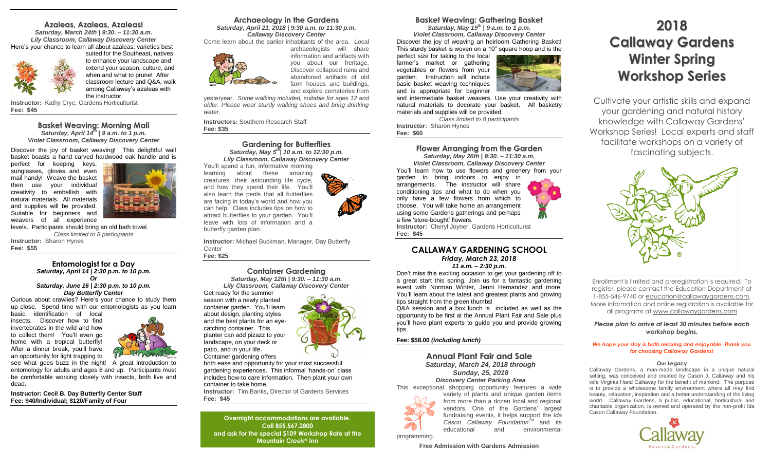## Azaleas, Azaleas, Azaleas!

***Saturday, March 24th | 9:30. – 11:30 a.m.***
***Lily Classroom, Callaway Discovery Center***

Here's your chance to learn all about azaleas: varieties best suited for the Southeast, natives to enhance your landscape and extend your season, culture, and when and what to prune! After classroom lecture and Q&A, walk among Callaway's azaleas with the instructor.

**Instructor:** Kathy Crye, Gardens Horticulturist
**Fee: $45**

## Basket Weaving: Morning Mail

***Saturday, April 14th | 9 a.m. to 1 p.m.***
***Violet Classroom, Callaway Discovery Center***

Discover the joy of basket weaving! This delightful wall basket boasts a hand carved hardwood oak handle and is perfect for keeping keys, sunglasses, gloves and even mail handy! Weave the basket then use your individual creativity to embellish with natural materials. All materials and supplies will be provided. Suitable for beginners and weavers of all experience levels. Participants should bring an old bath towel.

*Class limited to 8 participants*

**Instructor:** Sharon Hynes
**Fee: $55**

## Entomologist for a Day

***Saturday, April 14 | 2:30 p.m. to 10 p.m.***
***Or***
***Saturday, June 16 | 2:30 p.m. to 10 p.m.***
***Day Butterfly Center***

Curious about crawlies? Here's your chance to study them up close. Spend time with our entomologists as you learn basic identification of local insects. Discover how to find invertebrates in the wild and how to collect them! You'll even go home with a tropical butterfly! After a dinner break, you'll have an opportunity for light trapping to see what goes buzz in the night! A great introduction to entomology for adults and ages 8 and up. Participants must be comfortable working closely with insects, both live and dead.

**Instructor: Cecil B. Day Butterfly Center Staff**
**Fee: $40/Individual; $120/Family of Four**

## Archaeology in the Gardens

***Saturday, April 21, 2018 | 9:30 a.m. to 11:30 p.m.***
***Callaway Discovery Center***

Come learn about the earlier inhabitants of the area. Local archaeologists will share information and artifacts with you about our heritage. Discover collapsed ruins and abandoned artifacts of old farm houses and buildings, and explore cemeteries from yesteryear. *Some walking included, suitable for ages 12 and older. Please wear sturdy walking shoes and bring drinking water.*

**Instructors:** Southern Research Staff
**Fee: $35**

## Gardening for Butterflies

***Saturday, May 5th| 10 a.m. to 12:30 p.m.***
***Lily Classroom, Callaway Discovery Center***

You'll spend a fun, informative morning learning about these amazing creatures: their astounding life cycle, and how they spend their life. You'll also learn the perils that all butterflies are facing in today's world and how you can help. Class includes tips on how to attract butterflies to your garden. You'll leave with lots of information and a butterfly garden plan.

**Instructor:** Michael Buckman, Manager, Day Butterfly Center
**Fee: $25**

## Container Gardening

***Saturday, May 12th | 9:30. – 11:30 a.m.***
***Lily Classroom, Callaway Discovery Center***

Get ready for the summer season with a newly planted container garden. You'll learn about design, planting styles and the best plants for an eye-catching container. This planter can add pizazz to your landscape, on your deck or patio, and in your life. Container gardening offers both ease and opportunity for your most successful gardening experiences. This informal 'hands-on' class includes how-to care information. Then plant your own container to take home.

**Instructor:** Tim Banks, Director of Gardens Services
**Fee: $45**

**Overnight accommodations are available. Call 855.567.2800 and ask for the special $109 Workshop Rate at the Mountain Creek® Inn**

## Basket Weaving: Gathering Basket

***Saturday, May 19th | 9 a.m. to 1 p.m.***
***Violet Classroom, Callaway Discovery Center***

Discover the joy of weaving an heirloom Gathering Basket! This sturdy basket is woven on a 10" square hoop and is the perfect size for taking to the local farmer's market or gathering vegetables or flowers from your garden. Instruction will include basic basket weaving techniques and is appropriate for beginner and intermediate basket weavers. Use your creativity with natural materials to decorate your basket. All basketry materials and supplies will be provided.

*Class limited to 8 participants*

**Instructor:** Sharon Hynes
**Fee: $60**

## Flower Arranging from the Garden

***Saturday, May 26th | 9:30. – 11:30 a.m.***
***Violet Classroom, Callaway Discovery Center***

You'll learn how to use flowers and greenery from your garden to bring indoors to enjoy in arrangements. The instructor will share conditioning tips and what to do when you only have a few flowers from which to choose. You will take home an arrangement using some Gardens gatherings and perhaps a few 'store-bought' flowers.

**Instructor:** Cheryl Joyner, Gardens Horticulturist
**Fee: $45**

## CALLAWAY GARDENING SCHOOL

***Friday, March 23, 2018***
***11 a.m. – 2:30 p.m.***

Don't miss this exciting occasion to get your gardening off to a great start this spring. Join us for a fantastic gardening event with Norman Winter, Jenni Hernandez and more. You'll learn about the latest and greatest plants and growing tips straight from the green thumbs!

Q&A session and a box lunch is included as well as the opportunity to be first at the Annual Plant Fair and Sale plus you'll have plant experts to guide you and provide growing tips.

**Fee: $58.00 *(including lunch)***

## Annual Plant Fair and Sale

***Saturday, March 24, 2018 through***
***Sunday, 25, 2018***
***Discovery Center Parking Area***

This exceptional shopping opportunity features a wide variety of plants and unique garden items from more than a dozen local and regional vendors. One of the Gardens' largest fundraising events, it helps support the *Ida Cason Callaway Foundation™* and its educational and environmental programming.

**Free Admission with Gardens Admission**

# 2018 Callaway Gardens Winter Spring Workshop Series

Cultivate your artistic skills and expand your gardening and natural history knowledge with Callaway Gardens' Workshop Series! Local experts and staff facilitate workshops on a variety of fascinating subjects.

Enrollment is limited and preregistration is required. To register, please contact the Education Department at 1-855-546-9740 or education@callawaygardens.com. More information and online registration is available for all programs at www.callawaygardens.com

***Please plan to arrive at least 30 minutes before each workshop begins.***

***We hope your stay is both relaxing and enjoyable. Thank you for choosing Callaway Gardens!***

**Our Legacy**

Callaway Gardens, a man-made landscape in a unique natural setting, was conceived and created by Cason J. Callaway and his wife Virginia Hand Callaway for the benefit of mankind. The purpose is to provide a wholesome family environment where all may find beauty, relaxation, inspiration and a better understanding of the living world. Callaway Gardens, a public, educational, horticultural and charitable organization, is owned and operated by the non-profit Ida Cason Callaway Foundation.

Callaway Resort & Gardens